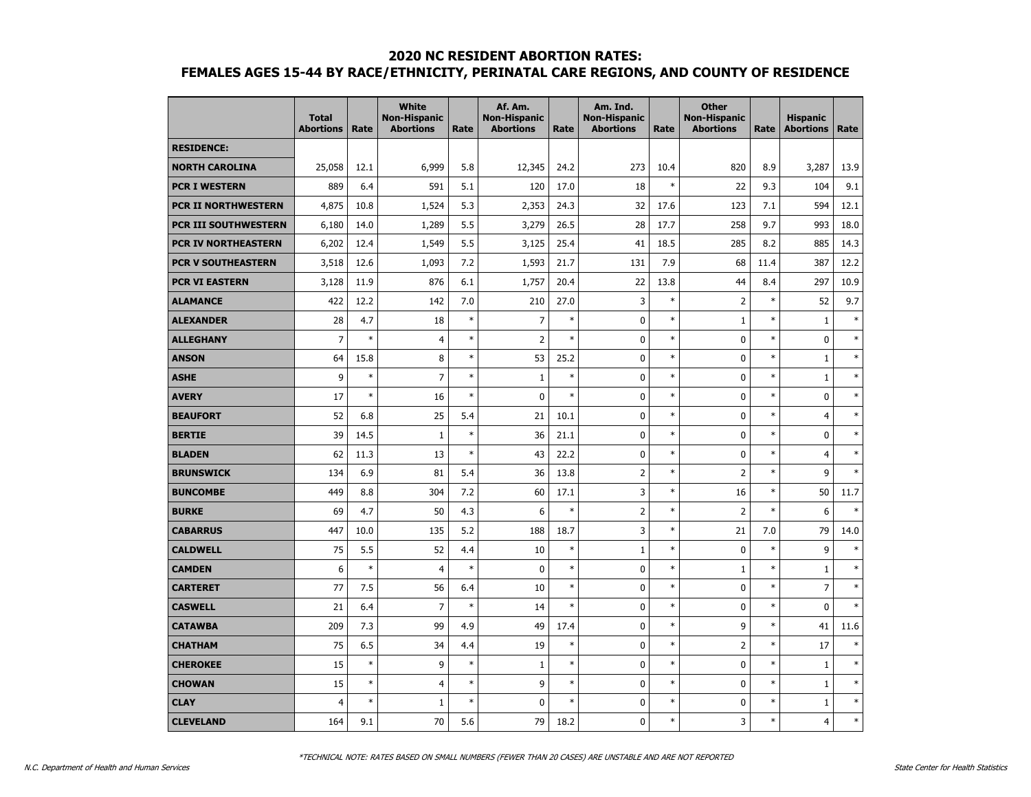## 2020 NC RESIDENT ABORTION RATES:
## FEMALES AGES 15-44 BY RACE/ETHNICITY, PERINATAL CARE REGIONS, AND COUNTY OF RESIDENCE

| | Total Abortions | Rate | White Non-Hispanic Abortions | Rate | Af. Am. Non-Hispanic Abortions | Rate | Am. Ind. Non-Hispanic Abortions | Rate | Other Non-Hispanic Abortions | Rate | Hispanic Abortions | Rate |
|---|---|---|---|---|---|---|---|---|---|---|---|---|
| **RESIDENCE:** | | | | | | | | | | | | |
| **NORTH CAROLINA** | 25,058 | 12.1 | 6,999 | 5.8 | 12,345 | 24.2 | 273 | 10.4 | 820 | 8.9 | 3,287 | 13.9 |
| **PCR I WESTERN** | 889 | 6.4 | 591 | 5.1 | 120 | 17.0 | 18 | * | 22 | 9.3 | 104 | 9.1 |
| **PCR II NORTHWESTERN** | 4,875 | 10.8 | 1,524 | 5.3 | 2,353 | 24.3 | 32 | 17.6 | 123 | 7.1 | 594 | 12.1 |
| **PCR III SOUTHWESTERN** | 6,180 | 14.0 | 1,289 | 5.5 | 3,279 | 26.5 | 28 | 17.7 | 258 | 9.7 | 993 | 18.0 |
| **PCR IV NORTHEASTERN** | 6,202 | 12.4 | 1,549 | 5.5 | 3,125 | 25.4 | 41 | 18.5 | 285 | 8.2 | 885 | 14.3 |
| **PCR V SOUTHEASTERN** | 3,518 | 12.6 | 1,093 | 7.2 | 1,593 | 21.7 | 131 | 7.9 | 68 | 11.4 | 387 | 12.2 |
| **PCR VI EASTERN** | 3,128 | 11.9 | 876 | 6.1 | 1,757 | 20.4 | 22 | 13.8 | 44 | 8.4 | 297 | 10.9 |
| **ALAMANCE** | 422 | 12.2 | 142 | 7.0 | 210 | 27.0 | 3 | * | 2 | * | 52 | 9.7 |
| **ALEXANDER** | 28 | 4.7 | 18 | * | 7 | * | 0 | * | 1 | * | 1 | * |
| **ALLEGHANY** | 7 | * | 4 | * | 2 | * | 0 | * | 0 | * | 0 | * |
| **ANSON** | 64 | 15.8 | 8 | * | 53 | 25.2 | 0 | * | 0 | * | 1 | * |
| **ASHE** | 9 | * | 7 | * | 1 | * | 0 | * | 0 | * | 1 | * |
| **AVERY** | 17 | * | 16 | * | 0 | * | 0 | * | 0 | * | 0 | * |
| **BEAUFORT** | 52 | 6.8 | 25 | 5.4 | 21 | 10.1 | 0 | * | 0 | * | 4 | * |
| **BERTIE** | 39 | 14.5 | 1 | * | 36 | 21.1 | 0 | * | 0 | * | 0 | * |
| **BLADEN** | 62 | 11.3 | 13 | * | 43 | 22.2 | 0 | * | 0 | * | 4 | * |
| **BRUNSWICK** | 134 | 6.9 | 81 | 5.4 | 36 | 13.8 | 2 | * | 2 | * | 9 | * |
| **BUNCOMBE** | 449 | 8.8 | 304 | 7.2 | 60 | 17.1 | 3 | * | 16 | * | 50 | 11.7 |
| **BURKE** | 69 | 4.7 | 50 | 4.3 | 6 | * | 2 | * | 2 | * | 6 | * |
| **CABARRUS** | 447 | 10.0 | 135 | 5.2 | 188 | 18.7 | 3 | * | 21 | 7.0 | 79 | 14.0 |
| **CALDWELL** | 75 | 5.5 | 52 | 4.4 | 10 | * | 1 | * | 0 | * | 9 | * |
| **CAMDEN** | 6 | * | 4 | * | 0 | * | 0 | * | 1 | * | 1 | * |
| **CARTERET** | 77 | 7.5 | 56 | 6.4 | 10 | * | 0 | * | 0 | * | 7 | * |
| **CASWELL** | 21 | 6.4 | 7 | * | 14 | * | 0 | * | 0 | * | 0 | * |
| **CATAWBA** | 209 | 7.3 | 99 | 4.9 | 49 | 17.4 | 0 | * | 9 | * | 41 | 11.6 |
| **CHATHAM** | 75 | 6.5 | 34 | 4.4 | 19 | * | 0 | * | 2 | * | 17 | * |
| **CHEROKEE** | 15 | * | 9 | * | 1 | * | 0 | * | 0 | * | 1 | * |
| **CHOWAN** | 15 | * | 4 | * | 9 | * | 0 | * | 0 | * | 1 | * |
| **CLAY** | 4 | * | 1 | * | 0 | * | 0 | * | 0 | * | 1 | * |
| **CLEVELAND** | 164 | 9.1 | 70 | 5.6 | 79 | 18.2 | 0 | * | 3 | * | 4 | * |

*TECHNICAL NOTE: RATES BASED ON SMALL NUMBERS (FEWER THAN 20 CASES) ARE UNSTABLE AND ARE NOT REPORTED

N.C. Department of Health and Human Services — State Center for Health Statistics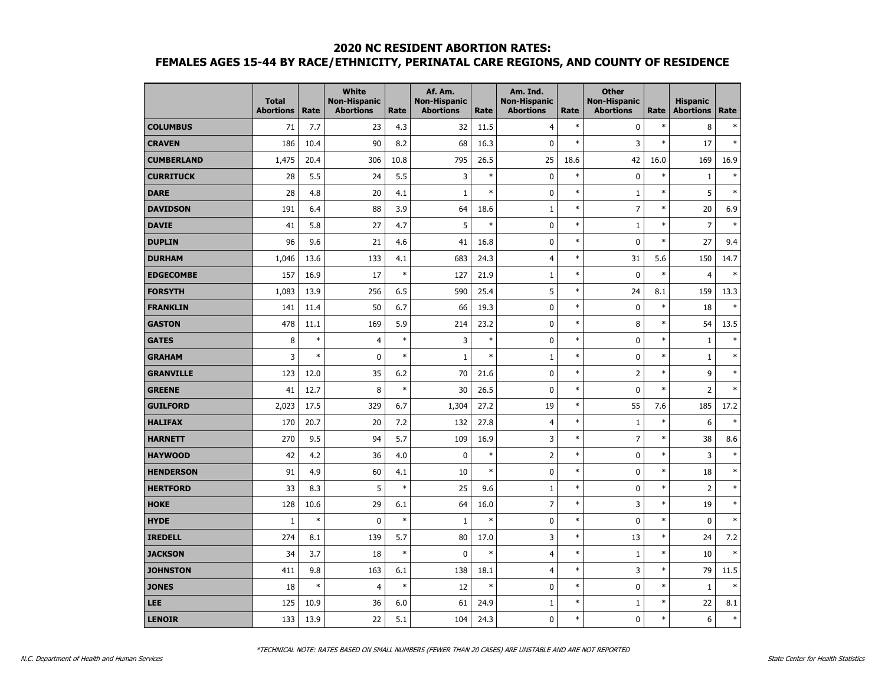## 2020 NC RESIDENT ABORTION RATES: FEMALES AGES 15-44 BY RACE/ETHNICITY, PERINATAL CARE REGIONS, AND COUNTY OF RESIDENCE

| | Total Abortions | Rate | White Non-Hispanic Abortions | Rate | Af. Am. Non-Hispanic Abortions | Rate | Am. Ind. Non-Hispanic Abortions | Rate | Other Non-Hispanic Abortions | Rate | Hispanic Abortions | Rate |
|---|---|---|---|---|---|---|---|---|---|---|---|---|
| **COLUMBUS** | 71 | 7.7 | 23 | 4.3 | 32 | 11.5 | 4 | * | 0 | * | 8 | * |
| **CRAVEN** | 186 | 10.4 | 90 | 8.2 | 68 | 16.3 | 0 | * | 3 | * | 17 | * |
| **CUMBERLAND** | 1,475 | 20.4 | 306 | 10.8 | 795 | 26.5 | 25 | 18.6 | 42 | 16.0 | 169 | 16.9 |
| **CURRITUCK** | 28 | 5.5 | 24 | 5.5 | 3 | * | 0 | * | 0 | * | 1 | * |
| **DARE** | 28 | 4.8 | 20 | 4.1 | 1 | * | 0 | * | 1 | * | 5 | * |
| **DAVIDSON** | 191 | 6.4 | 88 | 3.9 | 64 | 18.6 | 1 | * | 7 | * | 20 | 6.9 |
| **DAVIE** | 41 | 5.8 | 27 | 4.7 | 5 | * | 0 | * | 1 | * | 7 | * |
| **DUPLIN** | 96 | 9.6 | 21 | 4.6 | 41 | 16.8 | 0 | * | 0 | * | 27 | 9.4 |
| **DURHAM** | 1,046 | 13.6 | 133 | 4.1 | 683 | 24.3 | 4 | * | 31 | 5.6 | 150 | 14.7 |
| **EDGECOMBE** | 157 | 16.9 | 17 | * | 127 | 21.9 | 1 | * | 0 | * | 4 | * |
| **FORSYTH** | 1,083 | 13.9 | 256 | 6.5 | 590 | 25.4 | 5 | * | 24 | 8.1 | 159 | 13.3 |
| **FRANKLIN** | 141 | 11.4 | 50 | 6.7 | 66 | 19.3 | 0 | * | 0 | * | 18 | * |
| **GASTON** | 478 | 11.1 | 169 | 5.9 | 214 | 23.2 | 0 | * | 8 | * | 54 | 13.5 |
| **GATES** | 8 | * | 4 | * | 3 | * | 0 | * | 0 | * | 1 | * |
| **GRAHAM** | 3 | * | 0 | * | 1 | * | 1 | * | 0 | * | 1 | * |
| **GRANVILLE** | 123 | 12.0 | 35 | 6.2 | 70 | 21.6 | 0 | * | 2 | * | 9 | * |
| **GREENE** | 41 | 12.7 | 8 | * | 30 | 26.5 | 0 | * | 0 | * | 2 | * |
| **GUILFORD** | 2,023 | 17.5 | 329 | 6.7 | 1,304 | 27.2 | 19 | * | 55 | 7.6 | 185 | 17.2 |
| **HALIFAX** | 170 | 20.7 | 20 | 7.2 | 132 | 27.8 | 4 | * | 1 | * | 6 | * |
| **HARNETT** | 270 | 9.5 | 94 | 5.7 | 109 | 16.9 | 3 | * | 7 | * | 38 | 8.6 |
| **HAYWOOD** | 42 | 4.2 | 36 | 4.0 | 0 | * | 2 | * | 0 | * | 3 | * |
| **HENDERSON** | 91 | 4.9 | 60 | 4.1 | 10 | * | 0 | * | 0 | * | 18 | * |
| **HERTFORD** | 33 | 8.3 | 5 | * | 25 | 9.6 | 1 | * | 0 | * | 2 | * |
| **HOKE** | 128 | 10.6 | 29 | 6.1 | 64 | 16.0 | 7 | * | 3 | * | 19 | * |
| **HYDE** | 1 | * | 0 | * | 1 | * | 0 | * | 0 | * | 0 | * |
| **IREDELL** | 274 | 8.1 | 139 | 5.7 | 80 | 17.0 | 3 | * | 13 | * | 24 | 7.2 |
| **JACKSON** | 34 | 3.7 | 18 | * | 0 | * | 4 | * | 1 | * | 10 | * |
| **JOHNSTON** | 411 | 9.8 | 163 | 6.1 | 138 | 18.1 | 4 | * | 3 | * | 79 | 11.5 |
| **JONES** | 18 | * | 4 | * | 12 | * | 0 | * | 0 | * | 1 | * |
| **LEE** | 125 | 10.9 | 36 | 6.0 | 61 | 24.9 | 1 | * | 1 | * | 22 | 8.1 |
| **LENOIR** | 133 | 13.9 | 22 | 5.1 | 104 | 24.3 | 0 | * | 0 | * | 6 | * |

*TECHNICAL NOTE: RATES BASED ON SMALL NUMBERS (FEWER THAN 20 CASES) ARE UNSTABLE AND ARE NOT REPORTED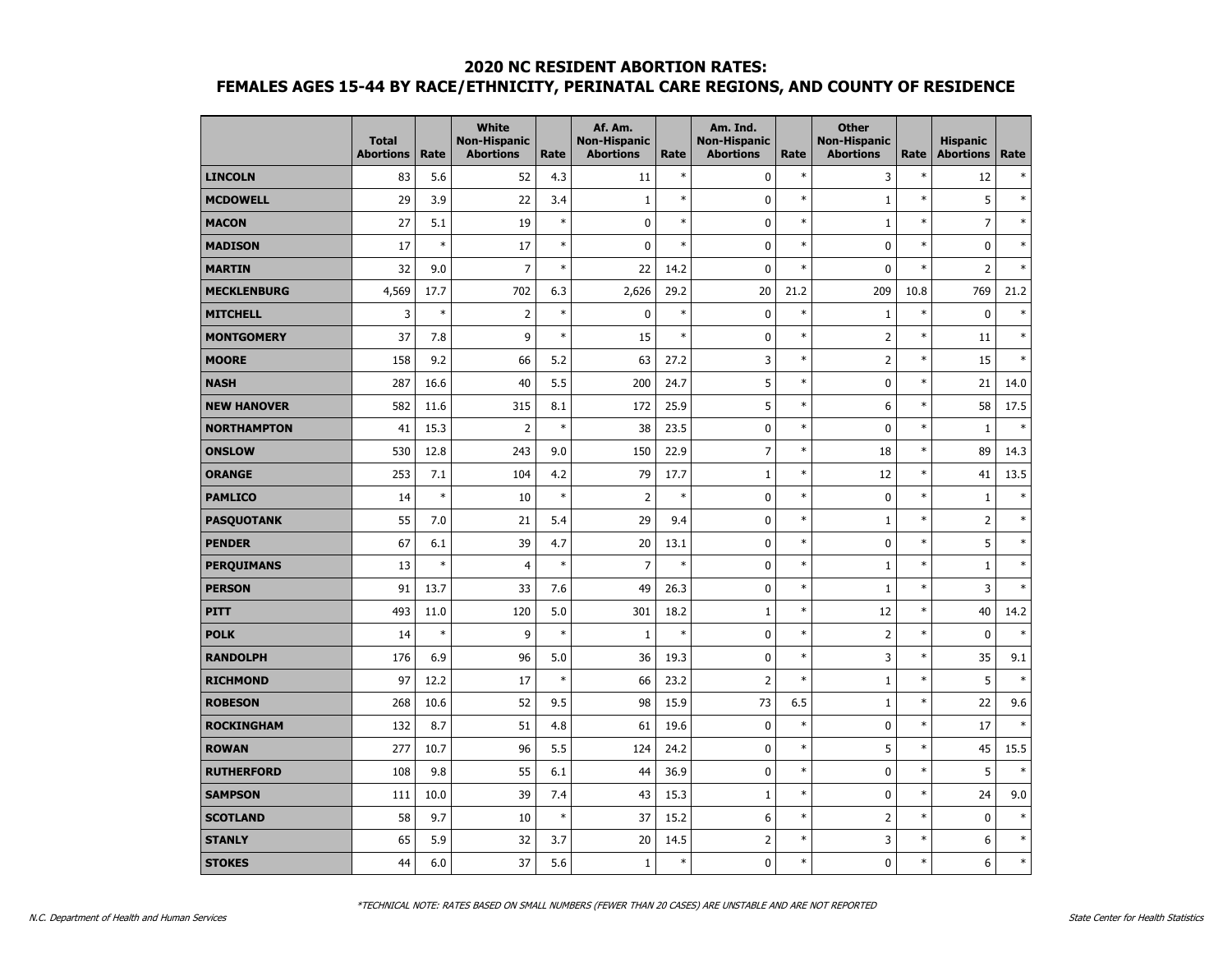# 2020 NC RESIDENT ABORTION RATES:
## FEMALES AGES 15-44 BY RACE/ETHNICITY, PERINATAL CARE REGIONS, AND COUNTY OF RESIDENCE

| | Total Abortions | Rate | White Non-Hispanic Abortions | Rate | Af. Am. Non-Hispanic Abortions | Rate | Am. Ind. Non-Hispanic Abortions | Rate | Other Non-Hispanic Abortions | Rate | Hispanic Abortions | Rate |
|---|---|---|---|---|---|---|---|---|---|---|---|---|
| **LINCOLN** | 83 | 5.6 | 52 | 4.3 | 11 | * | 0 | * | 3 | * | 12 | * |
| **MCDOWELL** | 29 | 3.9 | 22 | 3.4 | 1 | * | 0 | * | 1 | * | 5 | * |
| **MACON** | 27 | 5.1 | 19 | * | 0 | * | 0 | * | 1 | * | 7 | * |
| **MADISON** | 17 | * | 17 | * | 0 | * | 0 | * | 0 | * | 0 | * |
| **MARTIN** | 32 | 9.0 | 7 | * | 22 | 14.2 | 0 | * | 0 | * | 2 | * |
| **MECKLENBURG** | 4,569 | 17.7 | 702 | 6.3 | 2,626 | 29.2 | 20 | 21.2 | 209 | 10.8 | 769 | 21.2 |
| **MITCHELL** | 3 | * | 2 | * | 0 | * | 0 | * | 1 | * | 0 | * |
| **MONTGOMERY** | 37 | 7.8 | 9 | * | 15 | * | 0 | * | 2 | * | 11 | * |
| **MOORE** | 158 | 9.2 | 66 | 5.2 | 63 | 27.2 | 3 | * | 2 | * | 15 | * |
| **NASH** | 287 | 16.6 | 40 | 5.5 | 200 | 24.7 | 5 | * | 0 | * | 21 | 14.0 |
| **NEW HANOVER** | 582 | 11.6 | 315 | 8.1 | 172 | 25.9 | 5 | * | 6 | * | 58 | 17.5 |
| **NORTHAMPTON** | 41 | 15.3 | 2 | * | 38 | 23.5 | 0 | * | 0 | * | 1 | * |
| **ONSLOW** | 530 | 12.8 | 243 | 9.0 | 150 | 22.9 | 7 | * | 18 | * | 89 | 14.3 |
| **ORANGE** | 253 | 7.1 | 104 | 4.2 | 79 | 17.7 | 1 | * | 12 | * | 41 | 13.5 |
| **PAMLICO** | 14 | * | 10 | * | 2 | * | 0 | * | 0 | * | 1 | * |
| **PASQUOTANK** | 55 | 7.0 | 21 | 5.4 | 29 | 9.4 | 0 | * | 1 | * | 2 | * |
| **PENDER** | 67 | 6.1 | 39 | 4.7 | 20 | 13.1 | 0 | * | 0 | * | 5 | * |
| **PERQUIMANS** | 13 | * | 4 | * | 7 | * | 0 | * | 1 | * | 1 | * |
| **PERSON** | 91 | 13.7 | 33 | 7.6 | 49 | 26.3 | 0 | * | 1 | * | 3 | * |
| **PITT** | 493 | 11.0 | 120 | 5.0 | 301 | 18.2 | 1 | * | 12 | * | 40 | 14.2 |
| **POLK** | 14 | * | 9 | * | 1 | * | 0 | * | 2 | * | 0 | * |
| **RANDOLPH** | 176 | 6.9 | 96 | 5.0 | 36 | 19.3 | 0 | * | 3 | * | 35 | 9.1 |
| **RICHMOND** | 97 | 12.2 | 17 | * | 66 | 23.2 | 2 | * | 1 | * | 5 | * |
| **ROBESON** | 268 | 10.6 | 52 | 9.5 | 98 | 15.9 | 73 | 6.5 | 1 | * | 22 | 9.6 |
| **ROCKINGHAM** | 132 | 8.7 | 51 | 4.8 | 61 | 19.6 | 0 | * | 0 | * | 17 | * |
| **ROWAN** | 277 | 10.7 | 96 | 5.5 | 124 | 24.2 | 0 | * | 5 | * | 45 | 15.5 |
| **RUTHERFORD** | 108 | 9.8 | 55 | 6.1 | 44 | 36.9 | 0 | * | 0 | * | 5 | * |
| **SAMPSON** | 111 | 10.0 | 39 | 7.4 | 43 | 15.3 | 1 | * | 0 | * | 24 | 9.0 |
| **SCOTLAND** | 58 | 9.7 | 10 | * | 37 | 15.2 | 6 | * | 2 | * | 0 | * |
| **STANLY** | 65 | 5.9 | 32 | 3.7 | 20 | 14.5 | 2 | * | 3 | * | 6 | * |
| **STOKES** | 44 | 6.0 | 37 | 5.6 | 1 | * | 0 | * | 0 | * | 6 | * |

*TECHNICAL NOTE: RATES BASED ON SMALL NUMBERS (FEWER THAN 20 CASES) ARE UNSTABLE AND ARE NOT REPORTED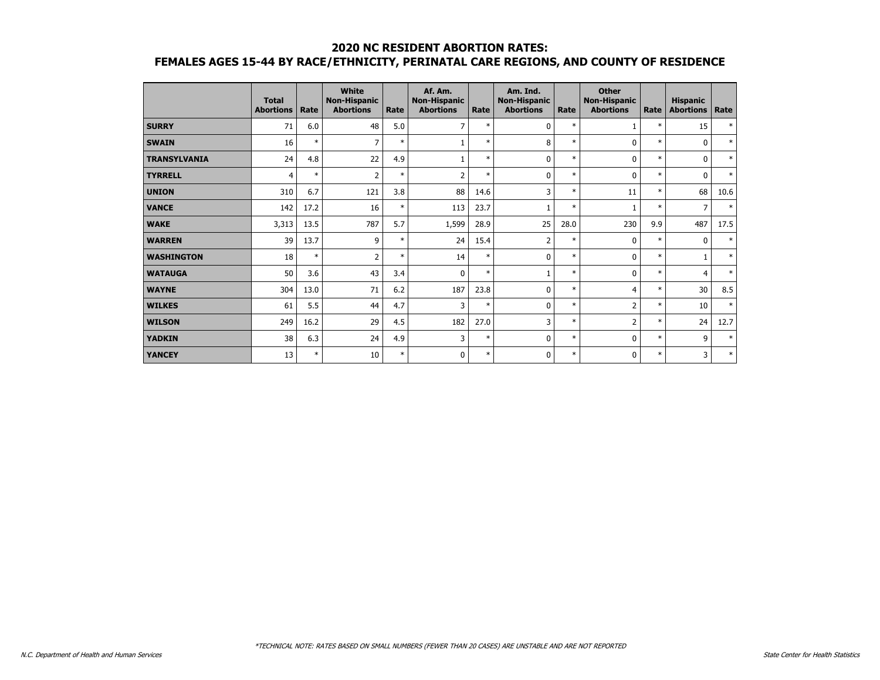# 2020 NC RESIDENT ABORTION RATES:
## FEMALES AGES 15-44 BY RACE/ETHNICITY, PERINATAL CARE REGIONS, AND COUNTY OF RESIDENCE

| | Total Abortions | Rate | White Non-Hispanic Abortions | Rate | Af. Am. Non-Hispanic Abortions | Rate | Am. Ind. Non-Hispanic Abortions | Rate | Other Non-Hispanic Abortions | Rate | Hispanic Abortions | Rate |
|---|---|---|---|---|---|---|---|---|---|---|---|---|
| **SURRY** | 71 | 6.0 | 48 | 5.0 | 7 | * | 0 | * | 1 | * | 15 | * |
| **SWAIN** | 16 | * | 7 | * | 1 | * | 8 | * | 0 | * | 0 | * |
| **TRANSYLVANIA** | 24 | 4.8 | 22 | 4.9 | 1 | * | 0 | * | 0 | * | 0 | * |
| **TYRRELL** | 4 | * | 2 | * | 2 | * | 0 | * | 0 | * | 0 | * |
| **UNION** | 310 | 6.7 | 121 | 3.8 | 88 | 14.6 | 3 | * | 11 | * | 68 | 10.6 |
| **VANCE** | 142 | 17.2 | 16 | * | 113 | 23.7 | 1 | * | 1 | * | 7 | * |
| **WAKE** | 3,313 | 13.5 | 787 | 5.7 | 1,599 | 28.9 | 25 | 28.0 | 230 | 9.9 | 487 | 17.5 |
| **WARREN** | 39 | 13.7 | 9 | * | 24 | 15.4 | 2 | * | 0 | * | 0 | * |
| **WASHINGTON** | 18 | * | 2 | * | 14 | * | 0 | * | 0 | * | 1 | * |
| **WATAUGA** | 50 | 3.6 | 43 | 3.4 | 0 | * | 1 | * | 0 | * | 4 | * |
| **WAYNE** | 304 | 13.0 | 71 | 6.2 | 187 | 23.8 | 0 | * | 4 | * | 30 | 8.5 |
| **WILKES** | 61 | 5.5 | 44 | 4.7 | 3 | * | 0 | * | 2 | * | 10 | * |
| **WILSON** | 249 | 16.2 | 29 | 4.5 | 182 | 27.0 | 3 | * | 2 | * | 24 | 12.7 |
| **YADKIN** | 38 | 6.3 | 24 | 4.9 | 3 | * | 0 | * | 0 | * | 9 | * |
| **YANCEY** | 13 | * | 10 | * | 0 | * | 0 | * | 0 | * | 3 | * |

*TECHNICAL NOTE: RATES BASED ON SMALL NUMBERS (FEWER THAN 20 CASES) ARE UNSTABLE AND ARE NOT REPORTED